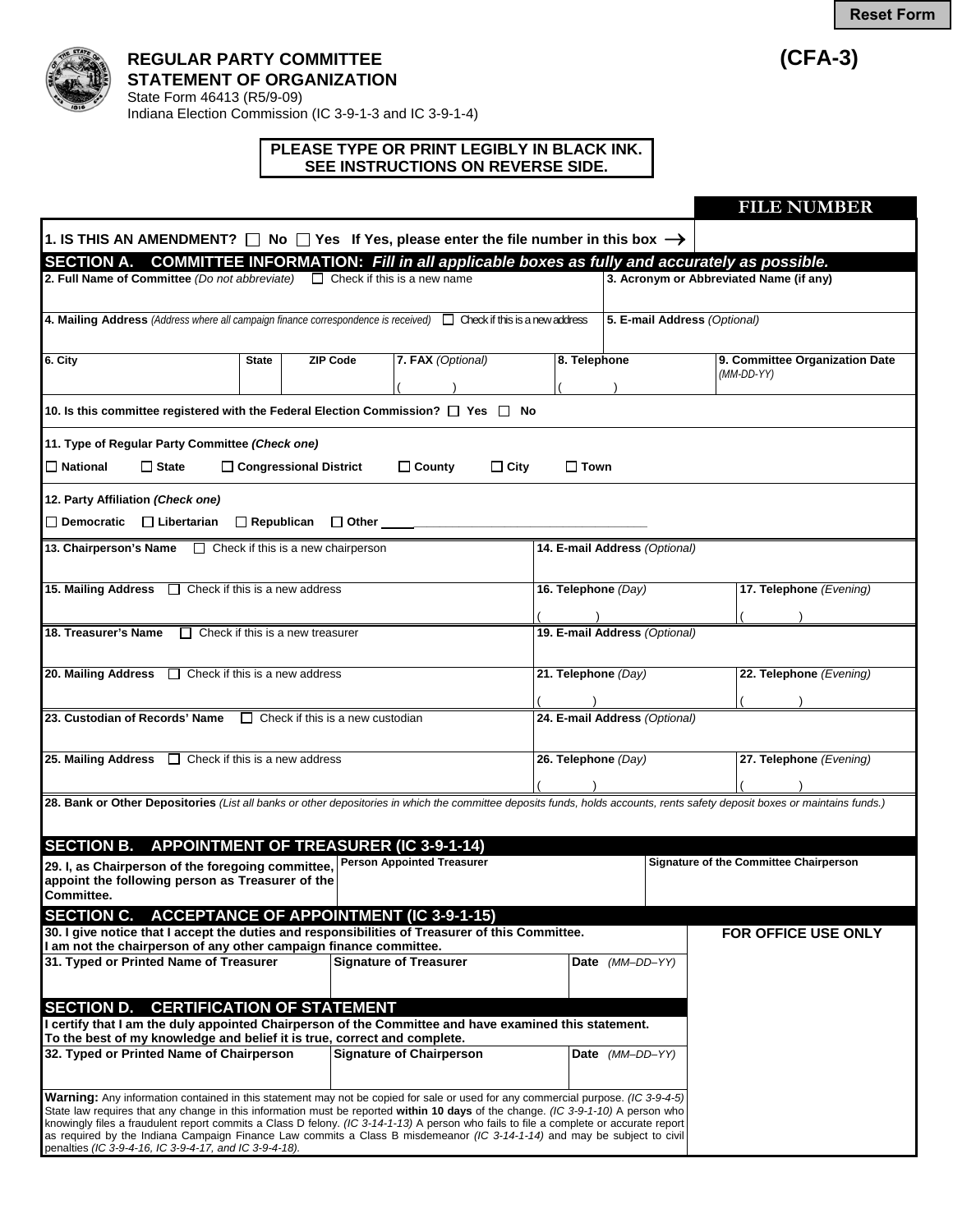Reset Form

# REGULAR PARTY COMMITTEE STATEMENT OF ORGANIZATION

**(CFA-3)**

State Form 46413 (R5/9-09)
Indiana Election Commission (IC 3-9-1-3 and IC 3-9-1-4)

**PLEASE TYPE OR PRINT LEGIBLY IN BLACK INK.
SEE INSTRUCTIONS ON REVERSE SIDE.**

**FILE NUMBER**

**1. IS THIS AN AMENDMENT?** ☐ No ☐ Yes **If Yes, please enter the file number in this box →**

## SECTION A. COMMITTEE INFORMATION: *Fill in all applicable boxes as fully and accurately as possible.*

| **2. Full Name of Committee** *(Do not abbreviate)* ☐ Check if this is a new name | | | | | **3. Acronym or Abbreviated Name (if any)** |
|---|---|---|---|---|---|
| **4. Mailing Address** *(Address where all campaign finance correspondence is received)* ☐ Check if this is a new address | | | | | **5. E-mail Address** *(Optional)* |
| **6. City** | **State** | **ZIP Code** | **7. FAX** *(Optional)* ( ) | **8. Telephone** ( ) | **9. Committee Organization Date** *(MM-DD-YY)* |

**10. Is this committee registered with the Federal Election Commission?** ☐ Yes ☐ No

**11. Type of Regular Party Committee** ***(Check one)***

☐ National ☐ State ☐ Congressional District ☐ County ☐ City ☐ Town

**12. Party Affiliation** ***(Check one)***

☐ Democratic ☐ Libertarian ☐ Republican ☐ Other ______________________________

| **13. Chairperson's Name** ☐ Check if this is a new chairperson | **14. E-mail Address** *(Optional)* | |
|---|---|---|
| **15. Mailing Address** ☐ Check if this is a new address | **16. Telephone** *(Day)* ( ) | **17. Telephone** *(Evening)* ( ) |
| **18. Treasurer's Name** ☐ Check if this is a new treasurer | **19. E-mail Address** *(Optional)* | |
| **20. Mailing Address** ☐ Check if this is a new address | **21. Telephone** *(Day)* ( ) | **22. Telephone** *(Evening)* ( ) |
| **23. Custodian of Records' Name** ☐ Check if this is a new custodian | **24. E-mail Address** *(Optional)* | |
| **25. Mailing Address** ☐ Check if this is a new address | **26. Telephone** *(Day)* ( ) | **27. Telephone** *(Evening)* ( ) |

**28. Bank or Other Depositories** *(List all banks or other depositories in which the committee deposits funds, holds accounts, rents safety deposit boxes or maintains funds.)*

## SECTION B. APPOINTMENT OF TREASURER (IC 3-9-1-14)

| **29. I, as Chairperson of the foregoing committee, appoint the following person as Treasurer of the Committee.** | **Person Appointed Treasurer** | **Signature of the Committee Chairperson** |
|---|---|---|

## SECTION C. ACCEPTANCE OF APPOINTMENT (IC 3-9-1-15)

**30. I give notice that I accept the duties and responsibilities of Treasurer of this Committee.
I am not the chairperson of any other campaign finance committee.**

| **31. Typed or Printed Name of Treasurer** | **Signature of Treasurer** | **Date** *(MM–DD–YY)* |
|---|---|---|

**FOR OFFICE USE ONLY**

## SECTION D. CERTIFICATION OF STATEMENT

**I certify that I am the duly appointed Chairperson of the Committee and have examined this statement.
To the best of my knowledge and belief it is true, correct and complete.**

| **32. Typed or Printed Name of Chairperson** | **Signature of Chairperson** | **Date** *(MM–DD–YY)* |
|---|---|---|

**Warning:** Any information contained in this statement may not be copied for sale or used for any commercial purpose. *(IC 3-9-4-5)* State law requires that any change in this information must be reported **within 10 days** of the change. *(IC 3-9-1-10)* A person who knowingly files a fraudulent report commits a Class D felony. *(IC 3-14-1-13)* A person who fails to file a complete or accurate report as required by the Indiana Campaign Finance Law commits a Class B misdemeanor *(IC 3-14-1-14)* and may be subject to civil penalties *(IC 3-9-4-16, IC 3-9-4-17, and IC 3-9-4-18).*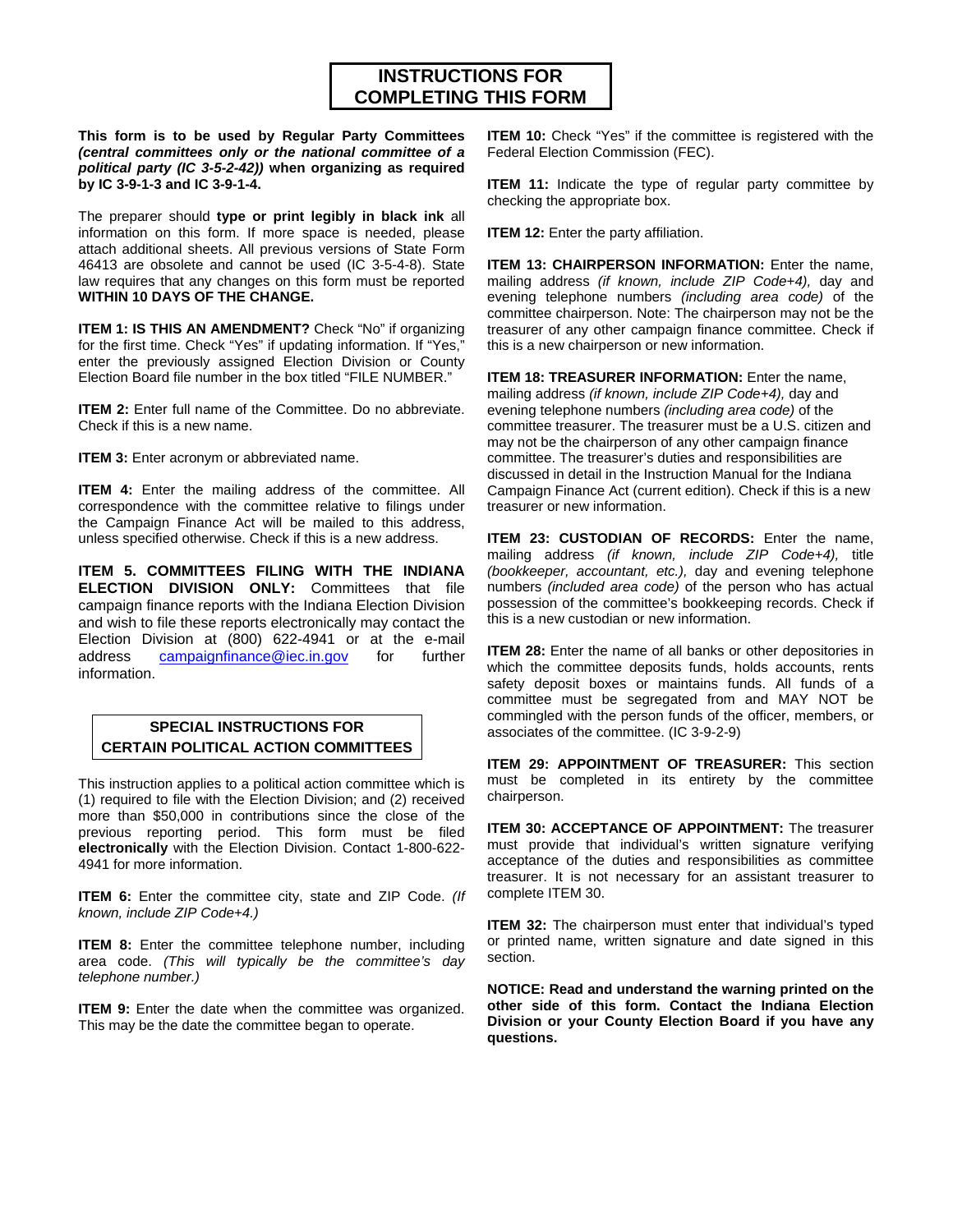# INSTRUCTIONS FOR COMPLETING THIS FORM

**This form is to be used by Regular Party Committees *(central committees only or the national committee of a political party (IC 3-5-2-42))* when organizing as required by IC 3-9-1-3 and IC 3-9-1-4.**

The preparer should **type or print legibly in black ink** all information on this form. If more space is needed, please attach additional sheets. All previous versions of State Form 46413 are obsolete and cannot be used (IC 3-5-4-8). State law requires that any changes on this form must be reported **WITHIN 10 DAYS OF THE CHANGE.**

**ITEM 1: IS THIS AN AMENDMENT?** Check "No" if organizing for the first time. Check "Yes" if updating information. If "Yes," enter the previously assigned Election Division or County Election Board file number in the box titled "FILE NUMBER."

**ITEM 2:** Enter full name of the Committee. Do no abbreviate. Check if this is a new name.

**ITEM 3:** Enter acronym or abbreviated name.

**ITEM 4:** Enter the mailing address of the committee. All correspondence with the committee relative to filings under the Campaign Finance Act will be mailed to this address, unless specified otherwise. Check if this is a new address.

**ITEM 5. COMMITTEES FILING WITH THE INDIANA ELECTION DIVISION ONLY:** Committees that file campaign finance reports with the Indiana Election Division and wish to file these reports electronically may contact the Election Division at (800) 622-4941 or at the e-mail address campaignfinance@iec.in.gov for further information.

## SPECIAL INSTRUCTIONS FOR CERTAIN POLITICAL ACTION COMMITTEES

This instruction applies to a political action committee which is (1) required to file with the Election Division; and (2) received more than $50,000 in contributions since the close of the previous reporting period. This form must be filed **electronically** with the Election Division. Contact 1-800-622-4941 for more information.

**ITEM 6:** Enter the committee city, state and ZIP Code. *(If known, include ZIP Code+4.)*

**ITEM 8:** Enter the committee telephone number, including area code. *(This will typically be the committee's day telephone number.)*

**ITEM 9:** Enter the date when the committee was organized. This may be the date the committee began to operate.

**ITEM 10:** Check "Yes" if the committee is registered with the Federal Election Commission (FEC).

**ITEM 11:** Indicate the type of regular party committee by checking the appropriate box.

**ITEM 12:** Enter the party affiliation.

**ITEM 13: CHAIRPERSON INFORMATION:** Enter the name, mailing address *(if known, include ZIP Code+4),* day and evening telephone numbers *(including area code)* of the committee chairperson. Note: The chairperson may not be the treasurer of any other campaign finance committee. Check if this is a new chairperson or new information.

**ITEM 18: TREASURER INFORMATION:** Enter the name, mailing address *(if known, include ZIP Code+4),* day and evening telephone numbers *(including area code)* of the committee treasurer. The treasurer must be a U.S. citizen and may not be the chairperson of any other campaign finance committee. The treasurer's duties and responsibilities are discussed in detail in the Instruction Manual for the Indiana Campaign Finance Act (current edition). Check if this is a new treasurer or new information.

**ITEM 23: CUSTODIAN OF RECORDS:** Enter the name, mailing address *(if known, include ZIP Code+4),* title *(bookkeeper, accountant, etc.),* day and evening telephone numbers *(included area code)* of the person who has actual possession of the committee's bookkeeping records. Check if this is a new custodian or new information.

**ITEM 28:** Enter the name of all banks or other depositories in which the committee deposits funds, holds accounts, rents safety deposit boxes or maintains funds. All funds of a committee must be segregated from and MAY NOT be commingled with the person funds of the officer, members, or associates of the committee. (IC 3-9-2-9)

**ITEM 29: APPOINTMENT OF TREASURER:** This section must be completed in its entirety by the committee chairperson.

**ITEM 30: ACCEPTANCE OF APPOINTMENT:** The treasurer must provide that individual's written signature verifying acceptance of the duties and responsibilities as committee treasurer. It is not necessary for an assistant treasurer to complete ITEM 30.

**ITEM 32:** The chairperson must enter that individual's typed or printed name, written signature and date signed in this section.

**NOTICE: Read and understand the warning printed on the other side of this form. Contact the Indiana Election Division or your County Election Board if you have any questions.**